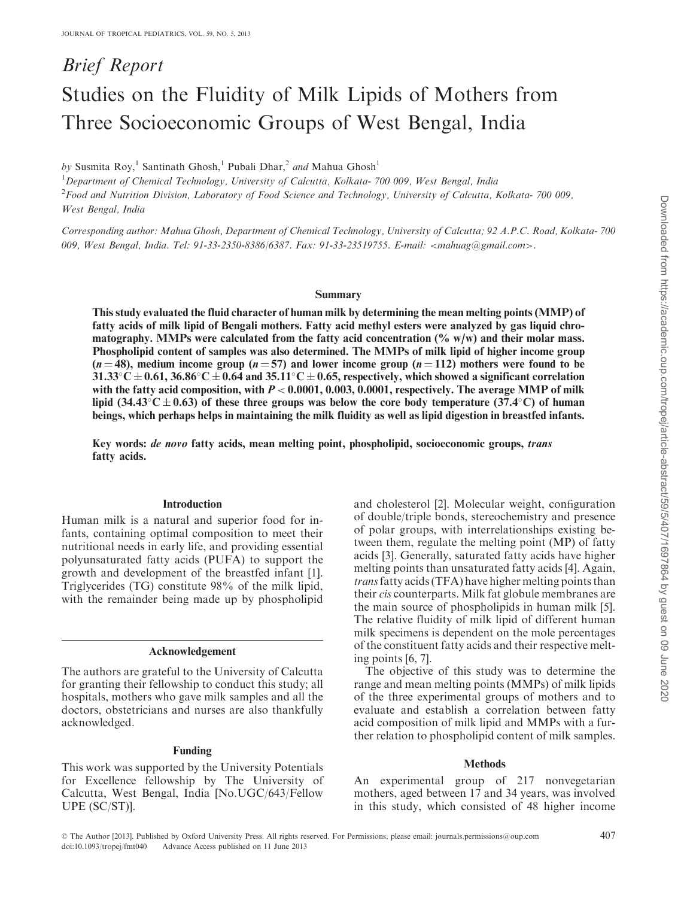*Brief Report*

# Studies on the Fluidity of Milk Lipids of Mothers from Three Socioeconomic Groups of West Bengal, India

*by* Susmita Roy,[1] Santinath Ghosh,[1] Pubali Dhar,[2] *and* Mahua Ghosh[1]

[1]*Department of Chemical Technology, University of Calcutta, Kolkata- 700 009, West Bengal, India*

[2]*Food and Nutrition Division, Laboratory of Food Science and Technology, University of Calcutta, Kolkata- 700 009, West Bengal, India*

*Corresponding author: Mahua Ghosh, Department of Chemical Technology, University of Calcutta; 92 A.P.C. Road, Kolkata- 700 009, West Bengal, India. Tel: 91-33-2350-8386/6387. Fax: 91-33-23519755. E-mail: <mahuag@gmail.com>.*

## Summary

**This study evaluated the fluid character of human milk by determining the mean melting points (MMP) of fatty acids of milk lipid of Bengali mothers. Fatty acid methyl esters were analyzed by gas liquid chromatography. MMPs were calculated from the fatty acid concentration (% w/w) and their molar mass. Phospholipid content of samples was also determined. The MMPs of milk lipid of higher income group ($n = 48$), medium income group ($n = 57$) and lower income group ($n = 112$) mothers were found to be 31.33°C ± 0.61, 36.86°C ± 0.64 and 35.11°C ± 0.65, respectively, which showed a significant correlation with the fatty acid composition, with $P < 0.0001$, 0.003, 0.0001, respectively. The average MMP of milk lipid (34.43°C ± 0.63) of these three groups was below the core body temperature (37.4°C) of human beings, which perhaps helps in maintaining the milk fluidity as well as lipid digestion in breastfed infants.**

**Key words: *de novo* fatty acids, mean melting point, phospholipid, socioeconomic groups, *trans* fatty acids.**

## Introduction

Human milk is a natural and superior food for infants, containing optimal composition to meet their nutritional needs in early life, and providing essential polyunsaturated fatty acids (PUFA) to support the growth and development of the breastfed infant [1]. Triglycerides (TG) constitute 98% of the milk lipid, with the remainder being made up by phospholipid and cholesterol [2]. Molecular weight, configuration of double/triple bonds, stereochemistry and presence of polar groups, with interrelationships existing between them, regulate the melting point (MP) of fatty acids [3]. Generally, saturated fatty acids have higher melting points than unsaturated fatty acids [4]. Again, *trans* fatty acids (TFA) have higher melting points than their *cis* counterparts. Milk fat globule membranes are the main source of phospholipids in human milk [5]. The relative fluidity of milk lipid of different human milk specimens is dependent on the mole percentages of the constituent fatty acids and their respective melting points [6, 7].

The objective of this study was to determine the range and mean melting points (MMPs) of milk lipids of the three experimental groups of mothers and to evaluate and establish a correlation between fatty acid composition of milk lipid and MMPs with a further relation to phospholipid content of milk samples.

## Methods

An experimental group of 217 nonvegetarian mothers, aged between 17 and 34 years, was involved in this study, which consisted of 48 higher income

### Acknowledgement

The authors are grateful to the University of Calcutta for granting their fellowship to conduct this study; all hospitals, mothers who gave milk samples and all the doctors, obstetricians and nurses are also thankfully acknowledged.

### Funding

This work was supported by the University Potentials for Excellence fellowship by The University of Calcutta, West Bengal, India [No.UGC/643/Fellow UPE (SC/ST)].

© The Author [2013]. Published by Oxford University Press. All rights reserved. For Permissions, please email: journals.permissions@oup.com
doi:10.1093/tropej/fmt040 Advance Access published on 11 June 2013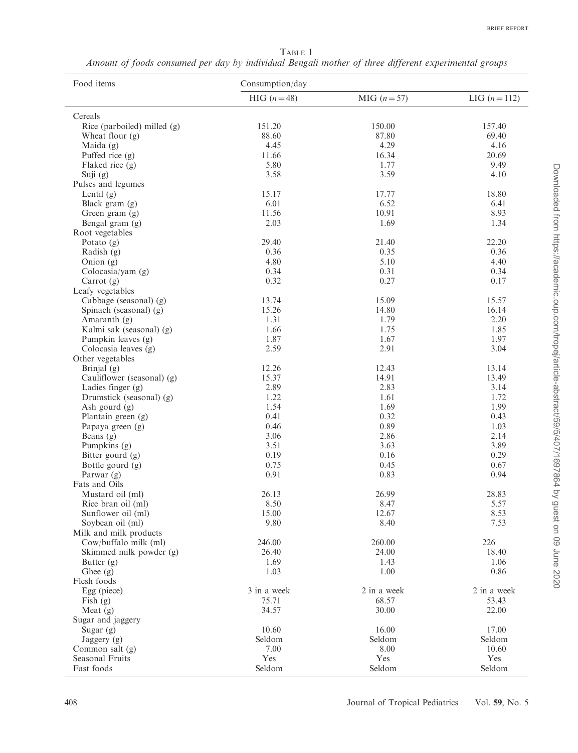Table 1
*Amount of foods consumed per day by individual Bengali mother of three different experimental groups*

| Food items | Consumption/day | | |
|---|---|---|---|
| | HIG ($n = 48$) | MIG ($n = 57$) | LIG ($n = 112$) |
| Cereals | | | |
| Rice (parboiled) milled (g) | 151.20 | 150.00 | 157.40 |
| Wheat flour (g) | 88.60 | 87.80 | 69.40 |
| Maida (g) | 4.45 | 4.29 | 4.16 |
| Puffed rice (g) | 11.66 | 16.34 | 20.69 |
| Flaked rice (g) | 5.80 | 1.77 | 9.49 |
| Suji (g) | 3.58 | 3.59 | 4.10 |
| Pulses and legumes | | | |
| Lentil (g) | 15.17 | 17.77 | 18.80 |
| Black gram (g) | 6.01 | 6.52 | 6.41 |
| Green gram (g) | 11.56 | 10.91 | 8.93 |
| Bengal gram (g) | 2.03 | 1.69 | 1.34 |
| Root vegetables | | | |
| Potato (g) | 29.40 | 21.40 | 22.20 |
| Radish (g) | 0.36 | 0.35 | 0.36 |
| Onion (g) | 4.80 | 5.10 | 4.40 |
| Colocasia/yam (g) | 0.34 | 0.31 | 0.34 |
| Carrot (g) | 0.32 | 0.27 | 0.17 |
| Leafy vegetables | | | |
| Cabbage (seasonal) (g) | 13.74 | 15.09 | 15.57 |
| Spinach (seasonal) (g) | 15.26 | 14.80 | 16.14 |
| Amaranth (g) | 1.31 | 1.79 | 2.20 |
| Kalmi sak (seasonal) (g) | 1.66 | 1.75 | 1.85 |
| Pumpkin leaves (g) | 1.87 | 1.67 | 1.97 |
| Colocasia leaves (g) | 2.59 | 2.91 | 3.04 |
| Other vegetables | | | |
| Brinjal (g) | 12.26 | 12.43 | 13.14 |
| Cauliflower (seasonal) (g) | 15.37 | 14.91 | 13.49 |
| Ladies finger (g) | 2.89 | 2.83 | 3.14 |
| Drumstick (seasonal) (g) | 1.22 | 1.61 | 1.72 |
| Ash gourd (g) | 1.54 | 1.69 | 1.99 |
| Plantain green (g) | 0.41 | 0.32 | 0.43 |
| Papaya green (g) | 0.46 | 0.89 | 1.03 |
| Beans (g) | 3.06 | 2.86 | 2.14 |
| Pumpkins (g) | 3.51 | 3.63 | 3.89 |
| Bitter gourd (g) | 0.19 | 0.16 | 0.29 |
| Bottle gourd (g) | 0.75 | 0.45 | 0.67 |
| Parwar (g) | 0.91 | 0.83 | 0.94 |
| Fats and Oils | | | |
| Mustard oil (ml) | 26.13 | 26.99 | 28.83 |
| Rice bran oil (ml) | 8.50 | 8.47 | 5.57 |
| Sunflower oil (ml) | 15.00 | 12.67 | 8.53 |
| Soybean oil (ml) | 9.80 | 8.40 | 7.53 |
| Milk and milk products | | | |
| Cow/buffalo milk (ml) | 246.00 | 260.00 | 226 |
| Skimmed milk powder (g) | 26.40 | 24.00 | 18.40 |
| Butter (g) | 1.69 | 1.43 | 1.06 |
| Ghee (g) | 1.03 | 1.00 | 0.86 |
| Flesh foods | | | |
| Egg (piece) | 3 in a week | 2 in a week | 2 in a week |
| Fish (g) | 75.71 | 68.57 | 53.43 |
| Meat (g) | 34.57 | 30.00 | 22.00 |
| Sugar and jaggery | | | |
| Sugar (g) | 10.60 | 16.00 | 17.00 |
| Jaggery (g) | Seldom | Seldom | Seldom |
| Common salt (g) | 7.00 | 8.00 | 10.60 |
| Seasonal Fruits | Yes | Yes | Yes |
| Fast foods | Seldom | Seldom | Seldom |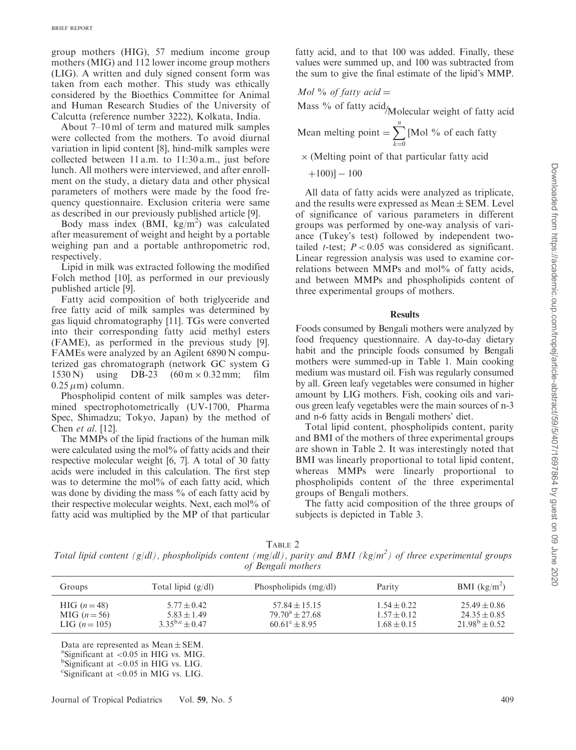group mothers (HIG), 57 medium income group mothers (MIG) and 112 lower income group mothers (LIG). A written and duly signed consent form was taken from each mother. This study was ethically considered by the Bioethics Committee for Animal and Human Research Studies of the University of Calcutta (reference number 3222), Kolkata, India.

About 7–10 ml of term and matured milk samples were collected from the mothers. To avoid diurnal variation in lipid content [8], hind-milk samples were collected between 11 a.m. to 11:30 a.m., just before lunch. All mothers were interviewed, and after enrollment on the study, a dietary data and other physical parameters of mothers were made by the food frequency questionnaire. Exclusion criteria were same as described in our previously published article [9].

Body mass index (BMI, $kg/m^2$) was calculated after measurement of weight and height by a portable weighing pan and a portable anthropometric rod, respectively.

Lipid in milk was extracted following the modified Folch method [10], as performed in our previously published article [9].

Fatty acid composition of both triglyceride and free fatty acid of milk samples was determined by gas liquid chromatography [11]. TGs were converted into their corresponding fatty acid methyl esters (FAME), as performed in the previous study [9]. FAMEs were analyzed by an Agilent 6890 N computerized gas chromatograph (network GC system G 1530 N) using DB-23 (60 m × 0.32 mm; film 0.25 $\mu$m) column.

Phospholipid content of milk samples was determined spectrophotometrically (UV-1700, Pharma Spec, Shimadzu; Tokyo, Japan) by the method of Chen *et al*. [12].

The MMPs of the lipid fractions of the human milk were calculated using the mol% of fatty acids and their respective molecular weight [6, 7]. A total of 30 fatty acids were included in this calculation. The first step was to determine the mol% of each fatty acid, which was done by dividing the mass % of each fatty acid by their respective molecular weights. Next, each mol% of fatty acid was multiplied by the MP of that particular fatty acid, and to that 100 was added. Finally, these values were summed up, and 100 was subtracted from the sum to give the final estimate of the lipid's MMP.

$$\textit{Mol \% of fatty acid} = \text{Mass \% of fatty acid} / \text{Molecular weight of fatty acid}$$

$$\text{Mean melting point} = \sum_{k=0}^{n} [\text{Mol \% of each fatty} \times (\text{Melting point of that particular fatty acid} + 100)] - 100$$

All data of fatty acids were analyzed as triplicate, and the results were expressed as Mean ± SEM. Level of significance of various parameters in different groups was performed by one-way analysis of variance (Tukey's test) followed by independent two-tailed *t*-test; $P < 0.05$ was considered as significant. Linear regression analysis was used to examine correlations between MMPs and mol% of fatty acids, and between MMPs and phospholipids content of three experimental groups of mothers.

## Results

Foods consumed by Bengali mothers were analyzed by food frequency questionnaire. A day-to-day dietary habit and the principle foods consumed by Bengali mothers were summed-up in Table 1. Main cooking medium was mustard oil. Fish was regularly consumed by all. Green leafy vegetables were consumed in higher amount by LIG mothers. Fish, cooking oils and various green leafy vegetables were the main sources of n-3 and n-6 fatty acids in Bengali mothers' diet.

Total lipid content, phospholipids content, parity and BMI of the mothers of three experimental groups are shown in Table 2. It was interestingly noted that BMI was linearly proportional to total lipid content, whereas MMPs were linearly proportional to phospholipids content of the three experimental groups of Bengali mothers.

The fatty acid composition of the three groups of subjects is depicted in Table 3.

TABLE 2
*Total lipid content (g/dl), phospholipids content (mg/dl), parity and BMI ($kg/m^2$) of three experimental groups of Bengali mothers*

| Groups | Total lipid (g/dl) | Phospholipids (mg/dl) | Parity | BMI ($kg/m^2$) |
|---|---|---|---|---|
| HIG ($n = 48$) | 5.77 ± 0.42 | 57.84 ± 15.15 | 1.54 ± 0.22 | 25.49 ± 0.86 |
| MIG ($n = 56$) | 5.83 ± 1.49 | 79.70[a] ± 27.68 | 1.57 ± 0.12 | 24.35 ± 0.85 |
| LIG ($n = 105$) | 3.35[b,c] ± 0.47 | 60.61[c] ± 8.95 | 1.68 ± 0.15 | 21.98[b] ± 0.52 |

Data are represented as Mean ± SEM.
[a]Significant at <0.05 in HIG vs. MIG.
[b]Significant at <0.05 in HIG vs. LIG.
[c]Significant at <0.05 in MIG vs. LIG.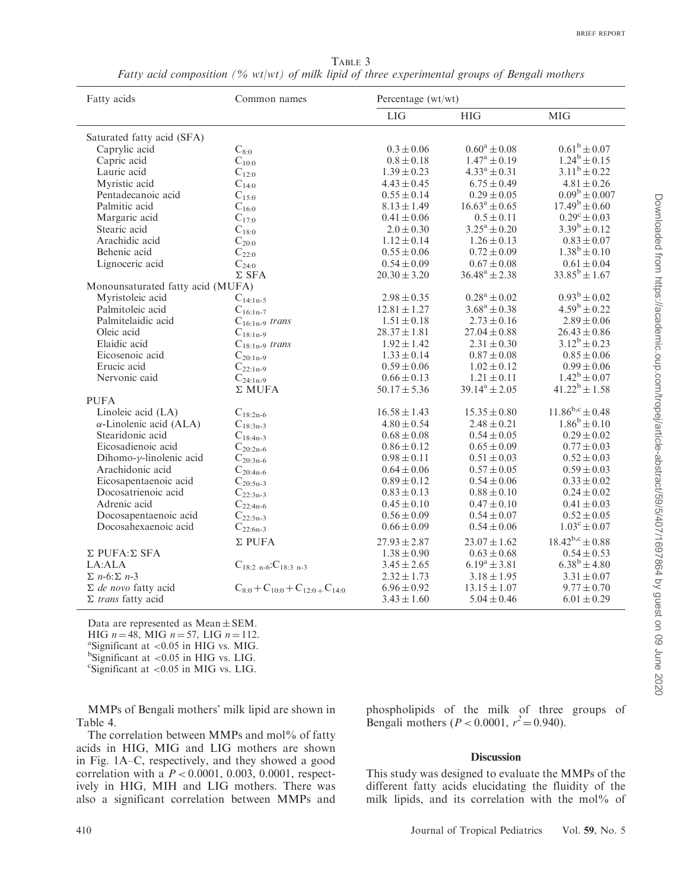Table 3
*Fatty acid composition (% wt/wt) of milk lipid of three experimental groups of Bengali mothers*

| Fatty acids | Common names | Percentage (wt/wt) | | |
|---|---|---|---|---|
| | | LIG | HIG | MIG |
| Saturated fatty acid (SFA) | | | | |
| Caprylic acid | $C_{8:0}$ | $0.3 \pm 0.06$ | $0.60^{a} \pm 0.08$ | $0.61^{b} \pm 0.07$ |
| Capric acid | $C_{10:0}$ | $0.8 \pm 0.18$ | $1.47^{a} \pm 0.19$ | $1.24^{b} \pm 0.15$ |
| Lauric acid | $C_{12:0}$ | $1.39 \pm 0.23$ | $4.33^{a} \pm 0.31$ | $3.11^{b} \pm 0.22$ |
| Myristic acid | $C_{14:0}$ | $4.43 \pm 0.45$ | $6.75 \pm 0.49$ | $4.81 \pm 0.26$ |
| Pentadecanoic acid | $C_{15:0}$ | $0.55 \pm 0.14$ | $0.29 \pm 0.05$ | $0.09^{b} \pm 0.007$ |
| Palmitic acid | $C_{16:0}$ | $8.13 \pm 1.49$ | $16.63^{a} \pm 0.65$ | $17.49^{b} \pm 0.60$ |
| Margaric acid | $C_{17:0}$ | $0.41 \pm 0.06$ | $0.5 \pm 0.11$ | $0.29^{c} \pm 0.03$ |
| Stearic acid | $C_{18:0}$ | $2.0 \pm 0.30$ | $3.25^{a} \pm 0.20$ | $3.39^{b} \pm 0.12$ |
| Arachidic acid | $C_{20:0}$ | $1.12 \pm 0.14$ | $1.26 \pm 0.13$ | $0.83 \pm 0.07$ |
| Behenic acid | $C_{22:0}$ | $0.55 \pm 0.06$ | $0.72 \pm 0.09$ | $1.38^{b} \pm 0.10$ |
| Lignoceric acid | $C_{24:0}$ | $0.54 \pm 0.09$ | $0.67 \pm 0.08$ | $0.61 \pm 0.04$ |
| | Σ SFA | $20.30 \pm 3.20$ | $36.48^{a} \pm 2.38$ | $33.85^{b} \pm 1.67$ |
| Monounsaturated fatty acid (MUFA) | | | | |
| Myristoleic acid | $C_{14:1n\text{-}5}$ | $2.98 \pm 0.35$ | $0.28^{a} \pm 0.02$ | $0.93^{b} \pm 0.02$ |
| Palmitoleic acid | $C_{16:1n\text{-}7}$ | $12.81 \pm 1.27$ | $3.68^{a} \pm 0.38$ | $4.59^{b} \pm 0.22$ |
| Palmitelaidic acid | $C_{16:1n\text{-}9}$ *trans* | $1.51 \pm 0.18$ | $2.73 \pm 0.16$ | $2.89 \pm 0.06$ |
| Oleic acid | $C_{18:1n\text{-}9}$ | $28.37 \pm 1.81$ | $27.04 \pm 0.88$ | $26.43 \pm 0.86$ |
| Elaidic acid | $C_{18:1n\text{-}9}$ *trans* | $1.92 \pm 1.42$ | $2.31 \pm 0.30$ | $3.12^{b} \pm 0.23$ |
| Eicosenoic acid | $C_{20:1n\text{-}9}$ | $1.33 \pm 0.14$ | $0.87 \pm 0.08$ | $0.85 \pm 0.06$ |
| Erucic acid | $C_{22:1n\text{-}9}$ | $0.59 \pm 0.06$ | $1.02 \pm 0.12$ | $0.99 \pm 0.06$ |
| Nervonic caid | $C_{24:1n\text{-}9}$ | $0.66 \pm 0.13$ | $1.21 \pm 0.11$ | $1.42^{b} \pm 0.07$ |
| | Σ MUFA | $50.17 \pm 5.36$ | $39.14^{a} \pm 2.05$ | $41.22^{b} \pm 1.58$ |
| PUFA | | | | |
| Linoleic acid (LA) | $C_{18:2n\text{-}6}$ | $16.58 \pm 1.43$ | $15.35 \pm 0.80$ | $11.86^{b,c} \pm 0.48$ |
| α-Linolenic acid (ALA) | $C_{18:3n\text{-}3}$ | $4.80 \pm 0.54$ | $2.48 \pm 0.21$ | $1.86^{b} \pm 0.10$ |
| Stearidonic acid | $C_{18:4n\text{-}3}$ | $0.68 \pm 0.08$ | $0.54 \pm 0.05$ | $0.29 \pm 0.02$ |
| Eicosadienoic acid | $C_{20:2n\text{-}6}$ | $0.86 \pm 0.12$ | $0.65 \pm 0.09$ | $0.77 \pm 0.03$ |
| Dihomo-γ-linolenic acid | $C_{20:3n\text{-}6}$ | $0.98 \pm 0.11$ | $0.51 \pm 0.03$ | $0.52 \pm 0.03$ |
| Arachidonic acid | $C_{20:4n\text{-}6}$ | $0.64 \pm 0.06$ | $0.57 \pm 0.05$ | $0.59 \pm 0.03$ |
| Eicosapentaenoic acid | $C_{20:5n\text{-}3}$ | $0.89 \pm 0.12$ | $0.54 \pm 0.06$ | $0.33 \pm 0.02$ |
| Docosatrienoic acid | $C_{22:3n\text{-}3}$ | $0.83 \pm 0.13$ | $0.88 \pm 0.10$ | $0.24 \pm 0.02$ |
| Adrenic acid | $C_{22:4n\text{-}6}$ | $0.45 \pm 0.10$ | $0.47 \pm 0.10$ | $0.41 \pm 0.03$ |
| Docosapentaenoic acid | $C_{22:5n\text{-}3}$ | $0.56 \pm 0.09$ | $0.54 \pm 0.07$ | $0.52 \pm 0.05$ |
| Docosahexaenoic acid | $C_{22:6n\text{-}3}$ | $0.66 \pm 0.09$ | $0.54 \pm 0.06$ | $1.03^{c} \pm 0.07$ |
| | Σ PUFA | $27.93 \pm 2.87$ | $23.07 \pm 1.62$ | $18.42^{b,c} \pm 0.88$ |
| Σ PUFA:Σ SFA | | $1.38 \pm 0.90$ | $0.63 \pm 0.68$ | $0.54 \pm 0.53$ |
| LA:ALA | $C_{18:2\ n\text{-}6}$:$C_{18:3\ n\text{-}3}$ | $3.45 \pm 2.65$ | $6.19^{a} \pm 3.81$ | $6.38^{b} \pm 4.80$ |
| Σ *n*-6:Σ *n*-3 | | $2.32 \pm 1.73$ | $3.18 \pm 1.95$ | $3.31 \pm 0.07$ |
| Σ *de novo* fatty acid | $C_{8:0} + C_{10:0} + C_{12:0} + C_{14:0}$ | $6.96 \pm 0.92$ | $13.15 \pm 1.07$ | $9.77 \pm 0.70$ |
| Σ *trans* fatty acid | | $3.43 \pm 1.60$ | $5.04 \pm 0.46$ | $6.01 \pm 0.29$ |

Data are represented as Mean ± SEM.
HIG $n = 48$, MIG $n = 57$, LIG $n = 112$.
[a]Significant at <0.05 in HIG vs. MIG.
[b]Significant at <0.05 in HIG vs. LIG.
[c]Significant at <0.05 in MIG vs. LIG.

MMPs of Bengali mothers' milk lipid are shown in Table 4.

The correlation between MMPs and mol% of fatty acids in HIG, MIG and LIG mothers are shown in Fig. 1A–C, respectively, and they showed a good correlation with a $P < 0.0001$, 0.003, 0.0001, respectively in HIG, MIH and LIG mothers. There was also a significant correlation between MMPs and phospholipids of the milk of three groups of Bengali mothers ($P < 0.0001$, $r^2 = 0.940$).

## Discussion

This study was designed to evaluate the MMPs of the different fatty acids elucidating the fluidity of the milk lipids, and its correlation with the mol% of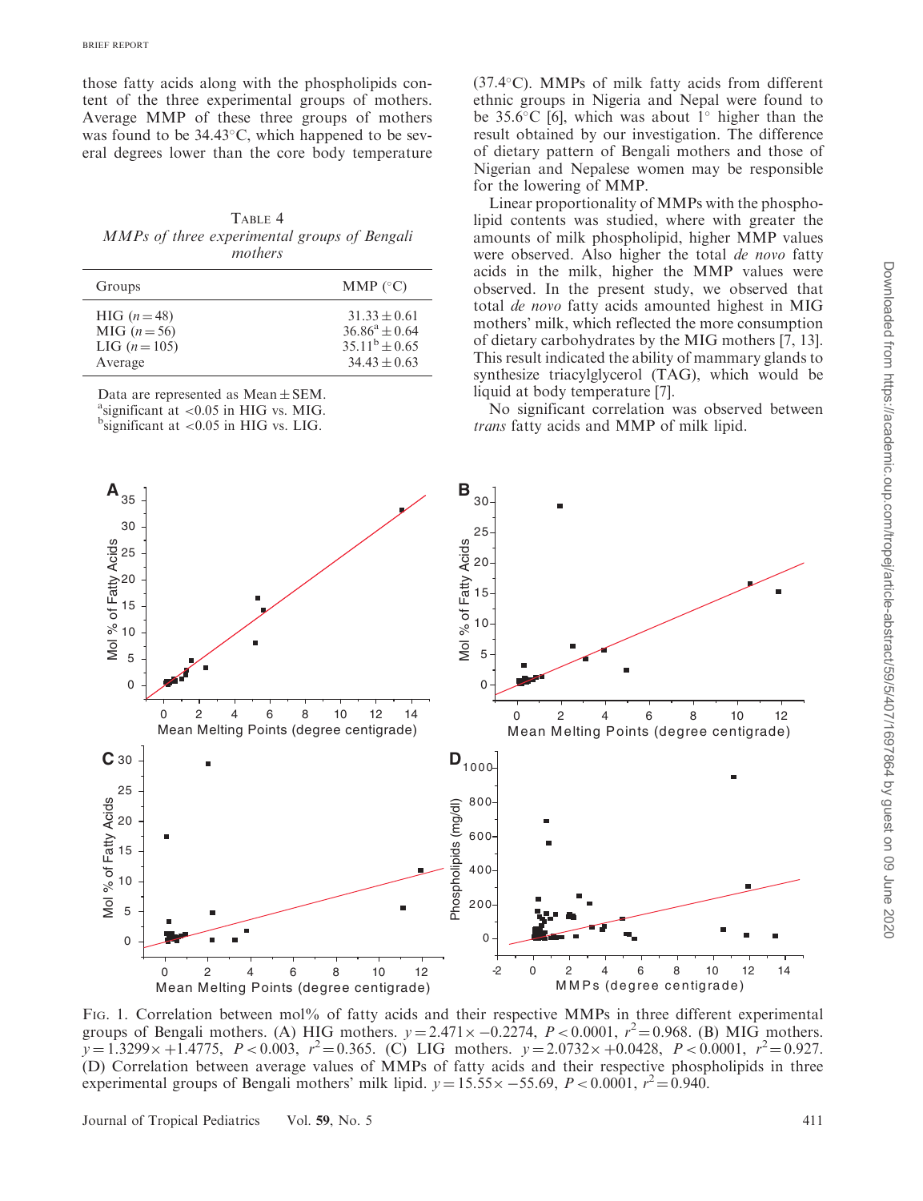those fatty acids along with the phospholipids content of the three experimental groups of mothers. Average MMP of these three groups of mothers was found to be 34.43°C, which happened to be several degrees lower than the core body temperature (37.4°C). MMPs of milk fatty acids from different ethnic groups in Nigeria and Nepal were found to be 35.6°C [6], which was about 1° higher than the result obtained by our investigation. The difference of dietary pattern of Bengali mothers and those of Nigerian and Nepalese women may be responsible for the lowering of MMP.

Table 4
*MMPs of three experimental groups of Bengali mothers*

| Groups | MMP (°C) |
|---|---|
| HIG ($n = 48$) | $31.33 \pm 0.61$ |
| MIG ($n = 56$) | $36.86^{a} \pm 0.64$ |
| LIG ($n = 105$) | $35.11^{b} \pm 0.65$ |
| Average | $34.43 \pm 0.63$ |

Data are represented as Mean ± SEM.
[a]significant at <0.05 in HIG vs. MIG.
[b]significant at <0.05 in HIG vs. LIG.

Linear proportionality of MMPs with the phospholipid contents was studied, where with greater the amounts of milk phospholipid, higher MMP values were observed. Also higher the total *de novo* fatty acids in the milk, higher the MMP values were observed. In the present study, we observed that total *de novo* fatty acids amounted highest in MIG mothers' milk, which reflected the more consumption of dietary carbohydrates by the MIG mothers [7, 13]. This result indicated the ability of mammary glands to synthesize triacylglycerol (TAG), which would be liquid at body temperature [7].

No significant correlation was observed between *trans* fatty acids and MMP of milk lipid.

Fig. 1. Correlation between mol% of fatty acids and their respective MMPs in three different experimental groups of Bengali mothers. (A) HIG mothers. $y = 2.471\times -0.2274$, $P < 0.0001$, $r^2 = 0.968$. (B) MIG mothers. $y = 1.3299\times +1.4775$, $P < 0.003$, $r^2 = 0.365$. (C) LIG mothers. $y = 2.0732\times +0.0428$, $P < 0.0001$, $r^2 = 0.927$. (D) Correlation between average values of MMPs of fatty acids and their respective phospholipids in three experimental groups of Bengali mothers' milk lipid. $y = 15.55\times -55.69$, $P < 0.0001$, $r^2 = 0.940$.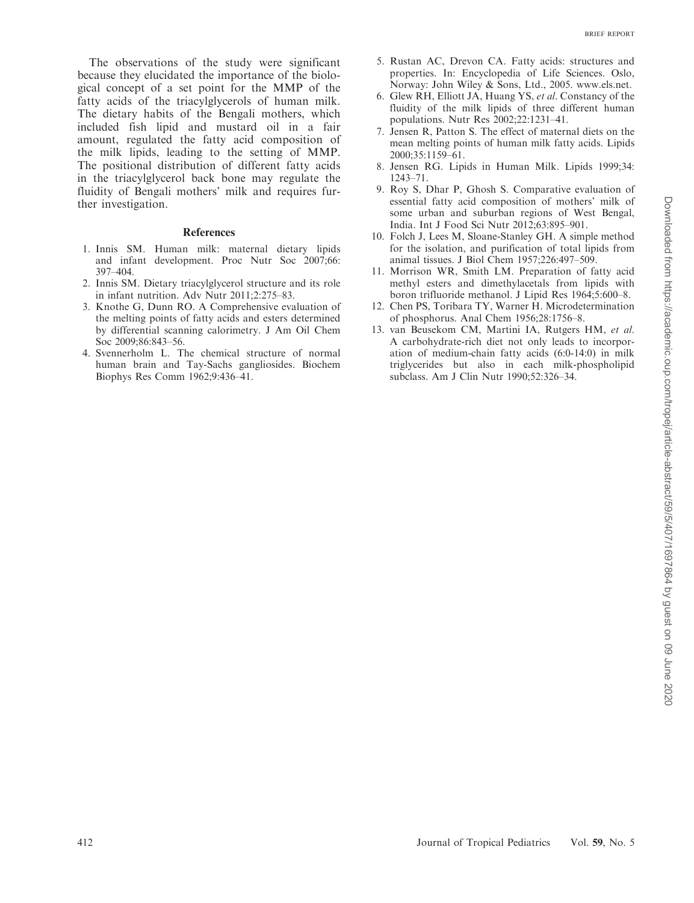The observations of the study were significant because they elucidated the importance of the biological concept of a set point for the MMP of the fatty acids of the triacylglycerols of human milk. The dietary habits of the Bengali mothers, which included fish lipid and mustard oil in a fair amount, regulated the fatty acid composition of the milk lipids, leading to the setting of MMP. The positional distribution of different fatty acids in the triacylglycerol back bone may regulate the fluidity of Bengali mothers' milk and requires further investigation.

## References

1. Innis SM. Human milk: maternal dietary lipids and infant development. Proc Nutr Soc 2007;66: 397–404.
2. Innis SM. Dietary triacylglycerol structure and its role in infant nutrition. Adv Nutr 2011;2:275–83.
3. Knothe G, Dunn RO. A Comprehensive evaluation of the melting points of fatty acids and esters determined by differential scanning calorimetry. J Am Oil Chem Soc 2009;86:843–56.
4. Svennerholm L. The chemical structure of normal human brain and Tay-Sachs gangliosides. Biochem Biophys Res Comm 1962;9:436–41.
5. Rustan AC, Drevon CA. Fatty acids: structures and properties. In: Encyclopedia of Life Sciences. Oslo, Norway: John Wiley & Sons, Ltd., 2005. www.els.net.
6. Glew RH, Elliott JA, Huang YS, *et al*. Constancy of the fluidity of the milk lipids of three different human populations. Nutr Res 2002;22:1231–41.
7. Jensen R, Patton S. The effect of maternal diets on the mean melting points of human milk fatty acids. Lipids 2000;35:1159–61.
8. Jensen RG. Lipids in Human Milk. Lipids 1999;34: 1243–71.
9. Roy S, Dhar P, Ghosh S. Comparative evaluation of essential fatty acid composition of mothers' milk of some urban and suburban regions of West Bengal, India. Int J Food Sci Nutr 2012;63:895–901.
10. Folch J, Lees M, Sloane-Stanley GH. A simple method for the isolation, and purification of total lipids from animal tissues. J Biol Chem 1957;226:497–509.
11. Morrison WR, Smith LM. Preparation of fatty acid methyl esters and dimethylacetals from lipids with boron trifluoride methanol. J Lipid Res 1964;5:600–8.
12. Chen PS, Toribara TY, Warner H. Microdetermination of phosphorus. Anal Chem 1956;28:1756–8.
13. van Beusekom CM, Martini IA, Rutgers HM, *et al*. A carbohydrate-rich diet not only leads to incorporation of medium-chain fatty acids (6:0-14:0) in milk triglycerides but also in each milk-phospholipid subclass. Am J Clin Nutr 1990;52:326–34.